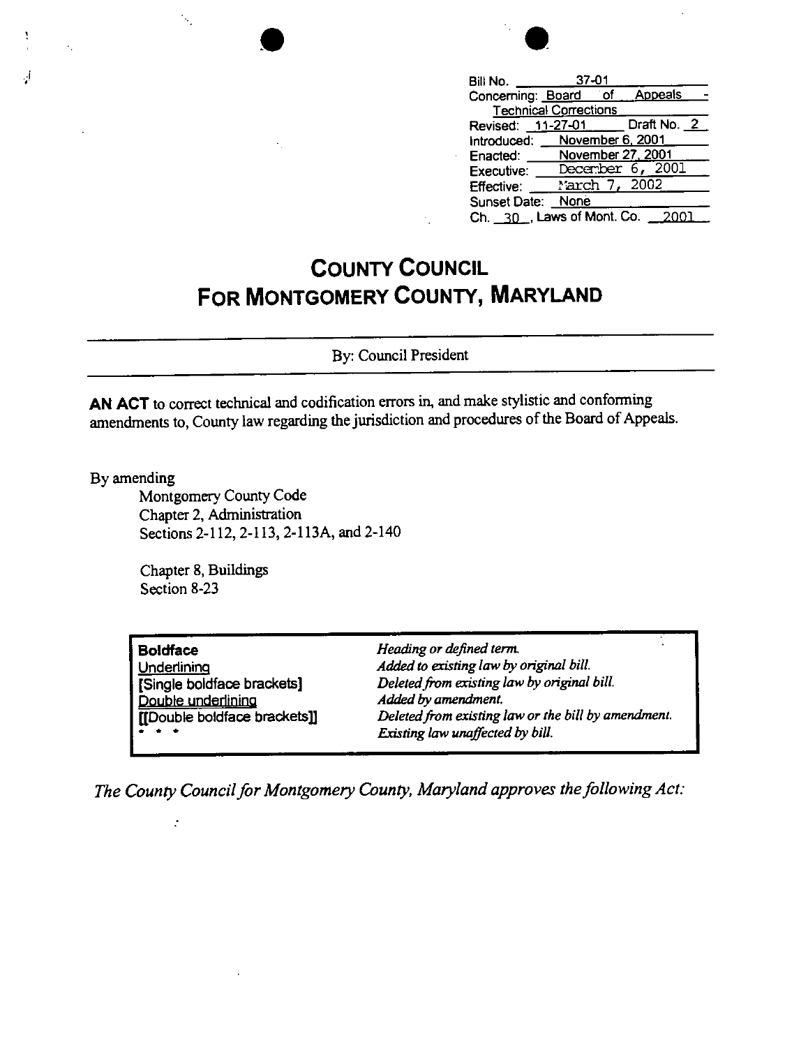| | |
|---|---|
| Bill No. | 37-01 |
| Concerning: | Board of Appeals - Technical Corrections |
| Revised: 11-27-01 | Draft No. 2 |
| Introduced: | November 6, 2001 |
| Enacted: | November 27, 2001 |
| Executive: | December 6, 2001 |
| Effective: | March 7, 2002 |
| Sunset Date: | None |
| Ch. 30, Laws of Mont. Co. | 2001 |

# COUNTY COUNCIL FOR MONTGOMERY COUNTY, MARYLAND

By: Council President

**AN ACT** to correct technical and codification errors in, and make stylistic and conforming amendments to, County law regarding the jurisdiction and procedures of the Board of Appeals.

By amending

Montgomery County Code
Chapter 2, Administration
Sections 2-112, 2-113, 2-113A, and 2-140

Chapter 8, Buildings
Section 8-23

| | |
|---|---|
| **Boldface** | *Heading or defined term.* |
| Underlining | *Added to existing law by original bill.* |
| [Single boldface brackets] | *Deleted from existing law by original bill.* |
| Double underlining | *Added by amendment.* |
| [[Double boldface brackets]] | *Deleted from existing law or the bill by amendment.* |
| * * * | *Existing law unaffected by bill.* |

*The County Council for Montgomery County, Maryland approves the following Act:*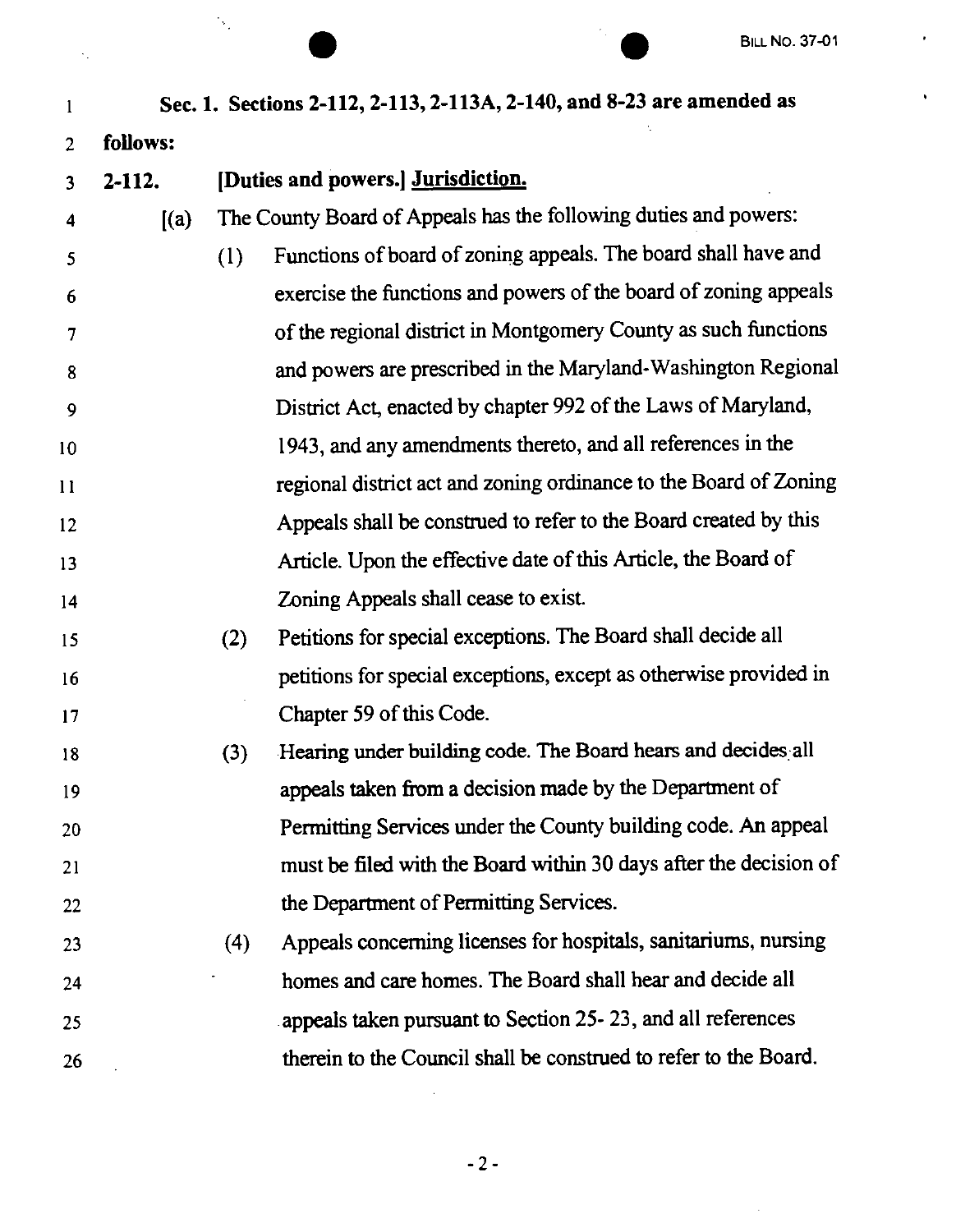**Sec. 1. Sections 2-112, 2-113, 2-113A, 2-140, and 8-23 are amended as follows:**

**2-112. [Duties and powers.] Jurisdiction.**

[(a) The County Board of Appeals has the following duties and powers:

(1) Functions of board of zoning appeals. The board shall have and exercise the functions and powers of the board of zoning appeals of the regional district in Montgomery County as such functions and powers are prescribed in the Maryland-Washington Regional District Act, enacted by chapter 992 of the Laws of Maryland, 1943, and any amendments thereto, and all references in the regional district act and zoning ordinance to the Board of Zoning Appeals shall be construed to refer to the Board created by this Article. Upon the effective date of this Article, the Board of Zoning Appeals shall cease to exist.

(2) Petitions for special exceptions. The Board shall decide all petitions for special exceptions, except as otherwise provided in Chapter 59 of this Code.

(3) Hearing under building code. The Board hears and decides all appeals taken from a decision made by the Department of Permitting Services under the County building code. An appeal must be filed with the Board within 30 days after the decision of the Department of Permitting Services.

(4) Appeals concerning licenses for hospitals, sanitariums, nursing homes and care homes. The Board shall hear and decide all appeals taken pursuant to Section 25- 23, and all references therein to the Council shall be construed to refer to the Board.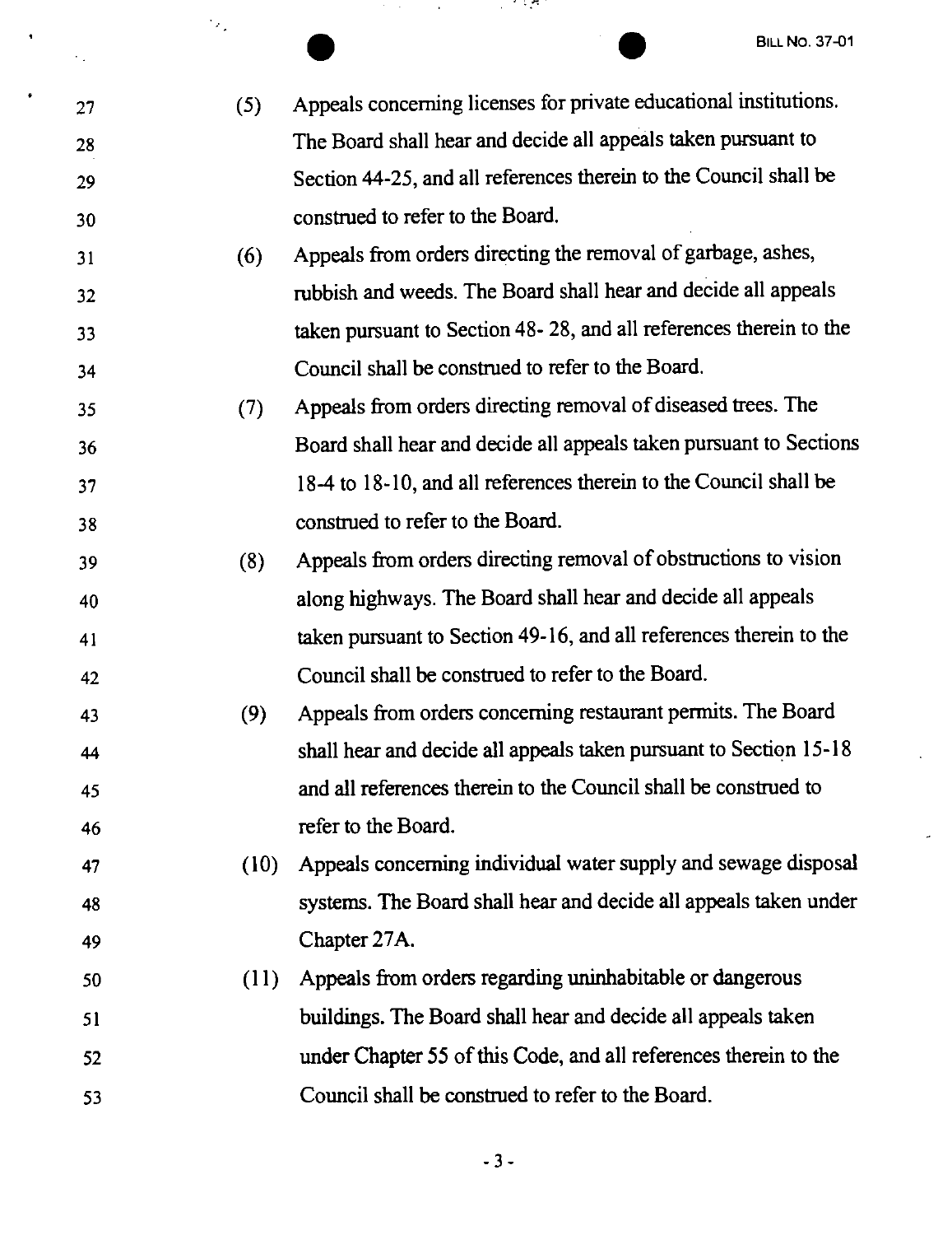(5) Appeals concerning licenses for private educational institutions. The Board shall hear and decide all appeals taken pursuant to Section 44-25, and all references therein to the Council shall be construed to refer to the Board.

(6) Appeals from orders directing the removal of garbage, ashes, rubbish and weeds. The Board shall hear and decide all appeals taken pursuant to Section 48- 28, and all references therein to the Council shall be construed to refer to the Board.

(7) Appeals from orders directing removal of diseased trees. The Board shall hear and decide all appeals taken pursuant to Sections 18-4 to 18-10, and all references therein to the Council shall be construed to refer to the Board.

(8) Appeals from orders directing removal of obstructions to vision along highways. The Board shall hear and decide all appeals taken pursuant to Section 49-16, and all references therein to the Council shall be construed to refer to the Board.

(9) Appeals from orders concerning restaurant permits. The Board shall hear and decide all appeals taken pursuant to Section 15-18 and all references therein to the Council shall be construed to refer to the Board.

(10) Appeals concerning individual water supply and sewage disposal systems. The Board shall hear and decide all appeals taken under Chapter 27A.

(11) Appeals from orders regarding uninhabitable or dangerous buildings. The Board shall hear and decide all appeals taken under Chapter 55 of this Code, and all references therein to the Council shall be construed to refer to the Board.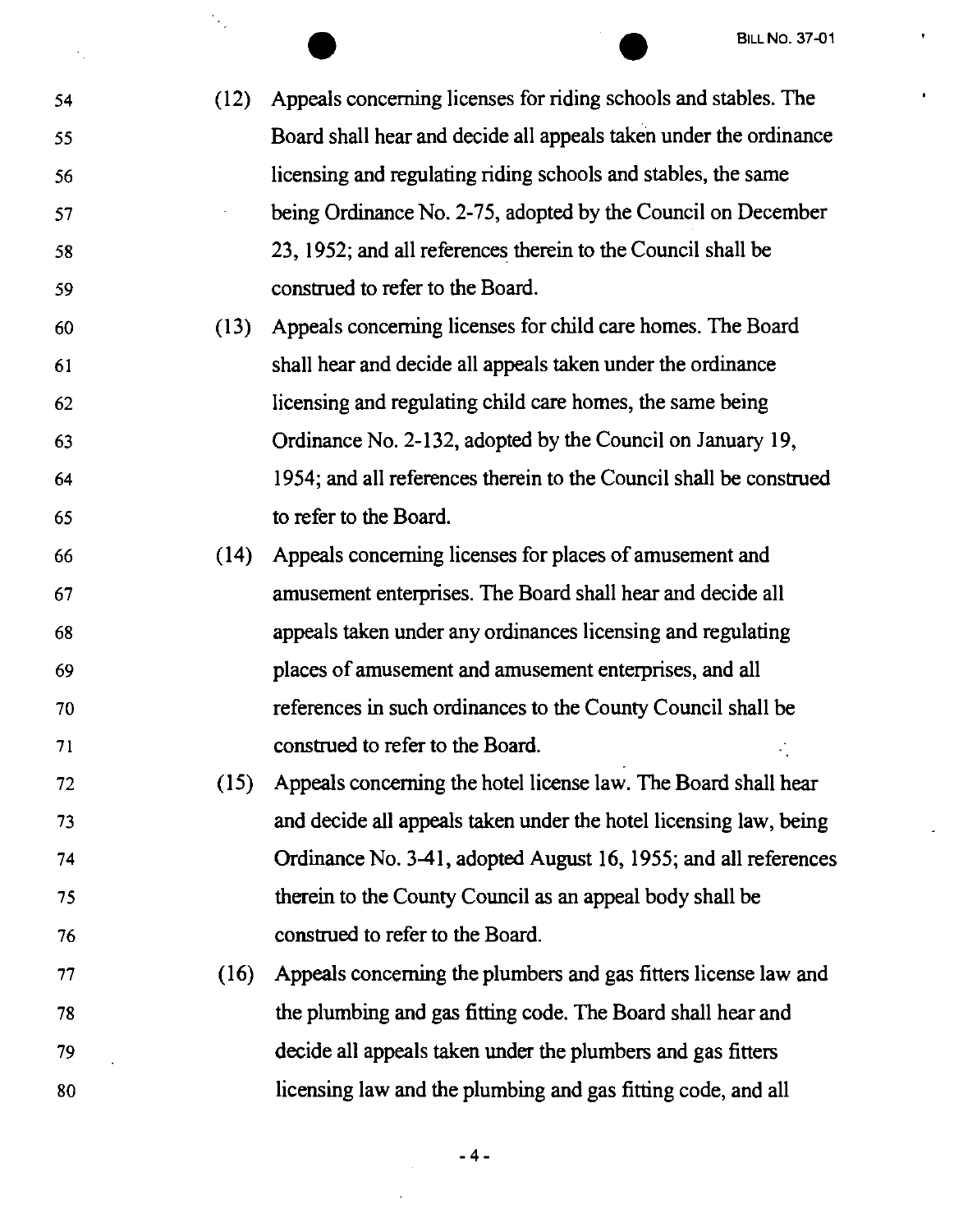(12) Appeals concerning licenses for riding schools and stables. The Board shall hear and decide all appeals taken under the ordinance licensing and regulating riding schools and stables, the same being Ordinance No. 2-75, adopted by the Council on December 23, 1952; and all references therein to the Council shall be construed to refer to the Board.

(13) Appeals concerning licenses for child care homes. The Board shall hear and decide all appeals taken under the ordinance licensing and regulating child care homes, the same being Ordinance No. 2-132, adopted by the Council on January 19, 1954; and all references therein to the Council shall be construed to refer to the Board.

(14) Appeals concerning licenses for places of amusement and amusement enterprises. The Board shall hear and decide all appeals taken under any ordinances licensing and regulating places of amusement and amusement enterprises, and all references in such ordinances to the County Council shall be construed to refer to the Board.

(15) Appeals concerning the hotel license law. The Board shall hear and decide all appeals taken under the hotel licensing law, being Ordinance No. 3-41, adopted August 16, 1955; and all references therein to the County Council as an appeal body shall be construed to refer to the Board.

(16) Appeals concerning the plumbers and gas fitters license law and the plumbing and gas fitting code. The Board shall hear and decide all appeals taken under the plumbers and gas fitters licensing law and the plumbing and gas fitting code, and all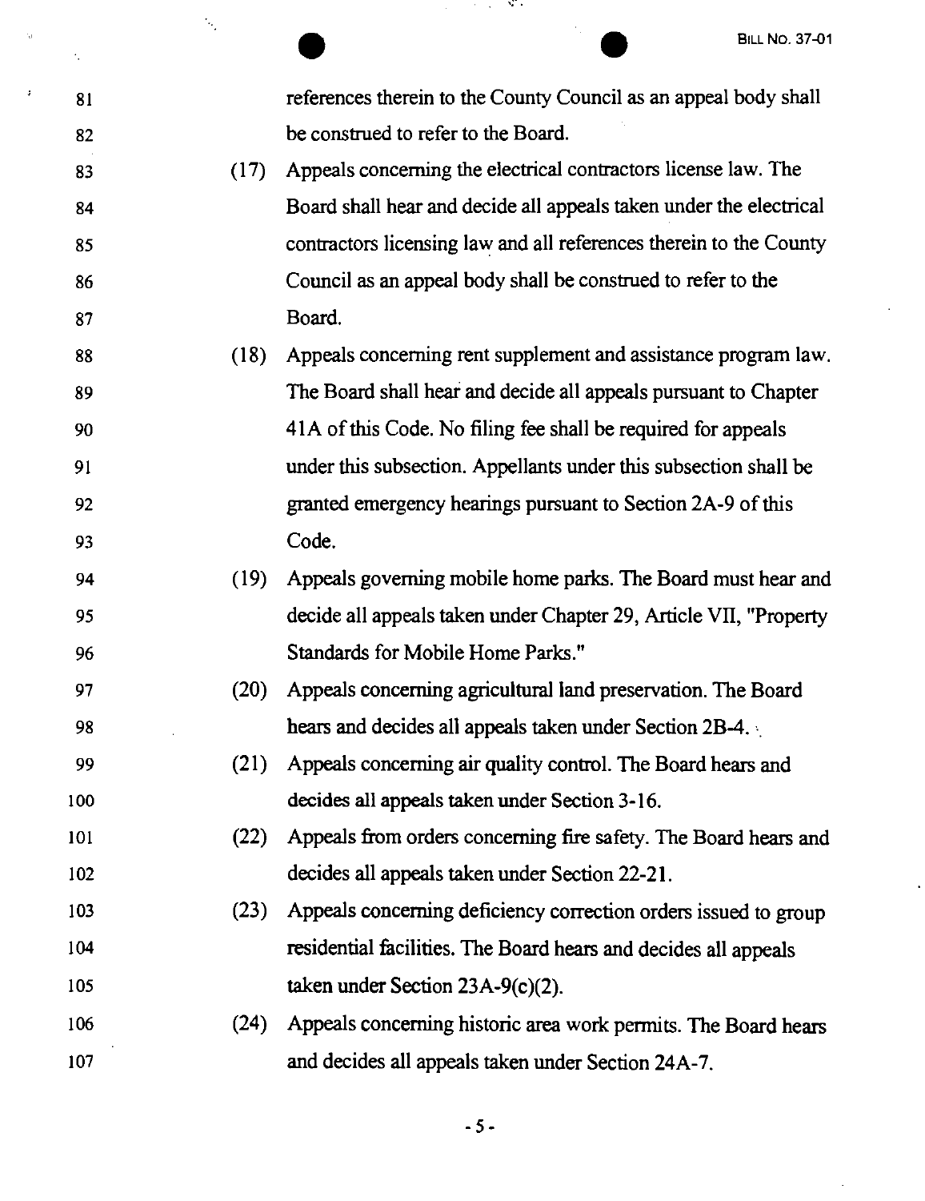references therein to the County Council as an appeal body shall be construed to refer to the Board.

(17) Appeals concerning the electrical contractors license law. The Board shall hear and decide all appeals taken under the electrical contractors licensing law and all references therein to the County Council as an appeal body shall be construed to refer to the Board.

(18) Appeals concerning rent supplement and assistance program law. The Board shall hear and decide all appeals pursuant to Chapter 41A of this Code. No filing fee shall be required for appeals under this subsection. Appellants under this subsection shall be granted emergency hearings pursuant to Section 2A-9 of this Code.

(19) Appeals governing mobile home parks. The Board must hear and decide all appeals taken under Chapter 29, Article VII, "Property Standards for Mobile Home Parks."

(20) Appeals concerning agricultural land preservation. The Board hears and decides all appeals taken under Section 2B-4.

(21) Appeals concerning air quality control. The Board hears and decides all appeals taken under Section 3-16.

(22) Appeals from orders concerning fire safety. The Board hears and decides all appeals taken under Section 22-21.

(23) Appeals concerning deficiency correction orders issued to group residential facilities. The Board hears and decides all appeals taken under Section 23A-9(c)(2).

(24) Appeals concerning historic area work permits. The Board hears and decides all appeals taken under Section 24A-7.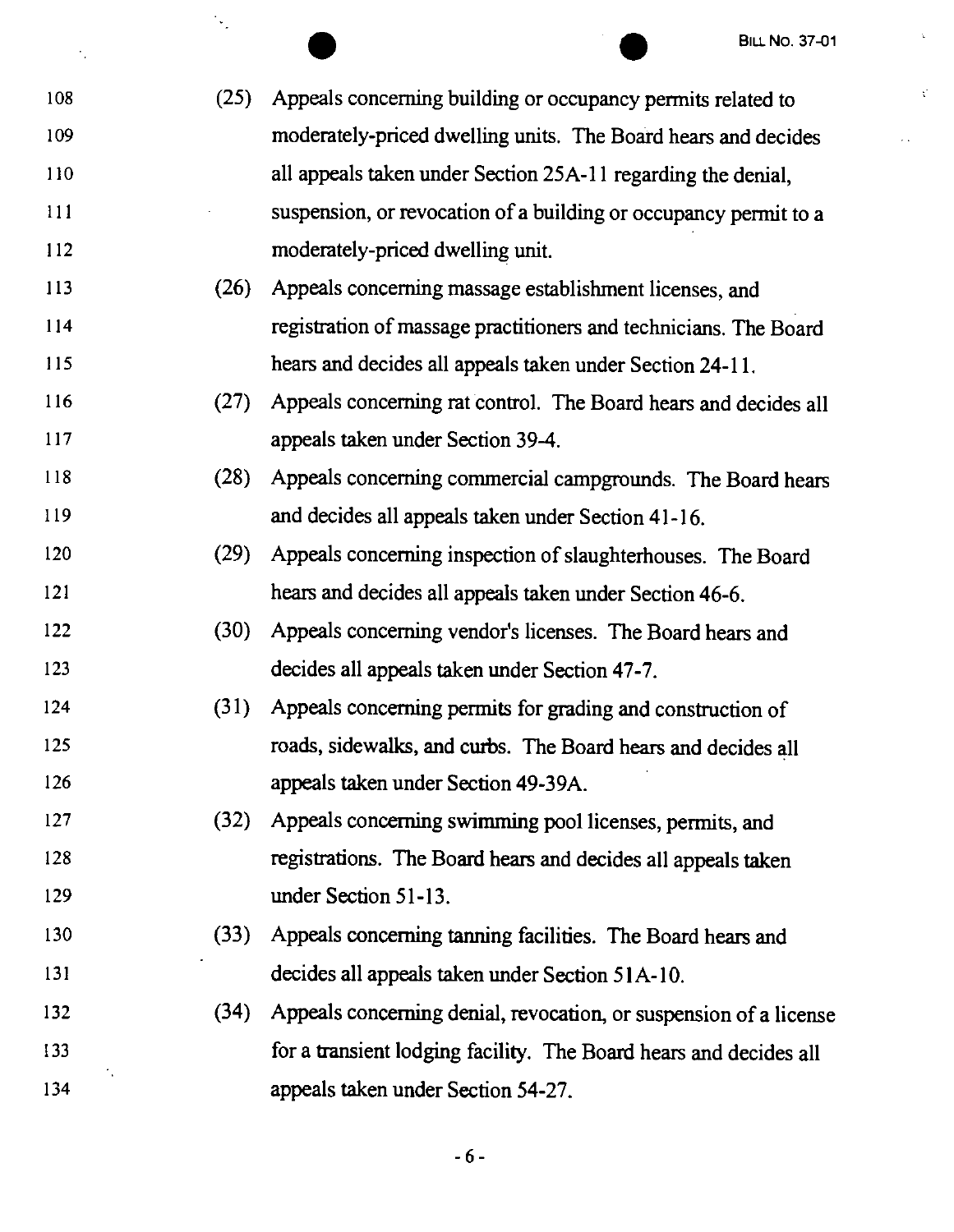(25) Appeals concerning building or occupancy permits related to moderately-priced dwelling units. The Board hears and decides all appeals taken under Section 25A-11 regarding the denial, suspension, or revocation of a building or occupancy permit to a moderately-priced dwelling unit.

(26) Appeals concerning massage establishment licenses, and registration of massage practitioners and technicians. The Board hears and decides all appeals taken under Section 24-11.

(27) Appeals concerning rat control. The Board hears and decides all appeals taken under Section 39-4.

(28) Appeals concerning commercial campgrounds. The Board hears and decides all appeals taken under Section 41-16.

(29) Appeals concerning inspection of slaughterhouses. The Board hears and decides all appeals taken under Section 46-6.

(30) Appeals concerning vendor's licenses. The Board hears and decides all appeals taken under Section 47-7.

(31) Appeals concerning permits for grading and construction of roads, sidewalks, and curbs. The Board hears and decides all appeals taken under Section 49-39A.

(32) Appeals concerning swimming pool licenses, permits, and registrations. The Board hears and decides all appeals taken under Section 51-13.

(33) Appeals concerning tanning facilities. The Board hears and decides all appeals taken under Section 51A-10.

(34) Appeals concerning denial, revocation, or suspension of a license for a transient lodging facility. The Board hears and decides all appeals taken under Section 54-27.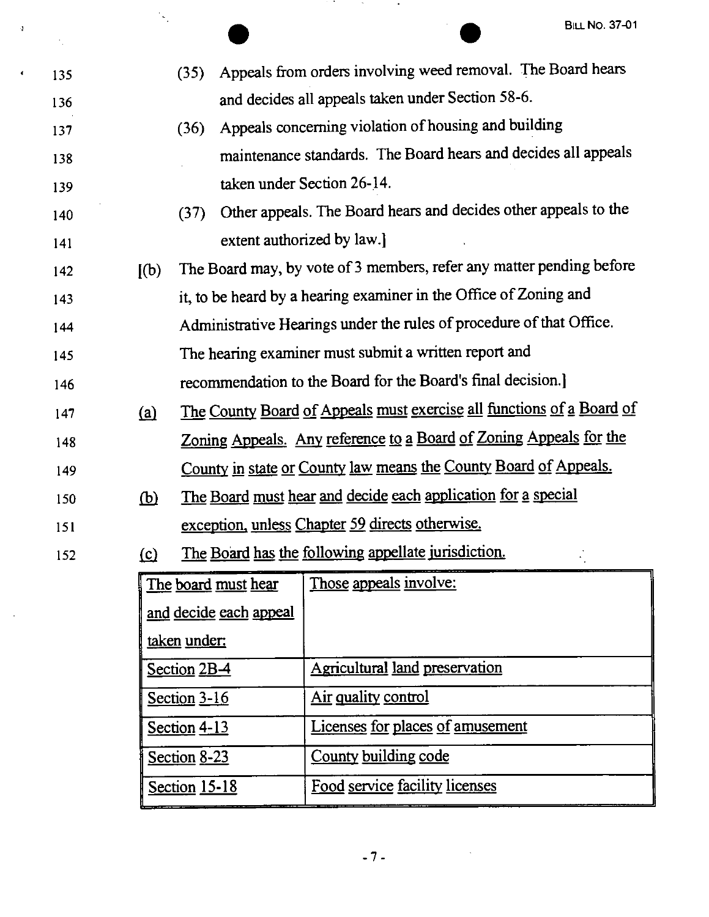(35) Appeals from orders involving weed removal. The Board hears and decides all appeals taken under Section 58-6.

(36) Appeals concerning violation of housing and building maintenance standards. The Board hears and decides all appeals taken under Section 26-14.

(37) Other appeals. The Board hears and decides other appeals to the extent authorized by law.]

[(b) The Board may, by vote of 3 members, refer any matter pending before it, to be heard by a hearing examiner in the Office of Zoning and Administrative Hearings under the rules of procedure of that Office. The hearing examiner must submit a written report and recommendation to the Board for the Board's final decision.]

(a) The County Board of Appeals must exercise all functions of a Board of Zoning Appeals. Any reference to a Board of Zoning Appeals for the County in state or County law means the County Board of Appeals.

(b) The Board must hear and decide each application for a special exception, unless Chapter 59 directs otherwise.

(c) The Board has the following appellate jurisdiction.

| The board must hear and decide each appeal taken under: | Those appeals involve: |
|---|---|
| Section 2B-4 | Agricultural land preservation |
| Section 3-16 | Air quality control |
| Section 4-13 | Licenses for places of amusement |
| Section 8-23 | County building code |
| Section 15-18 | Food service facility licenses |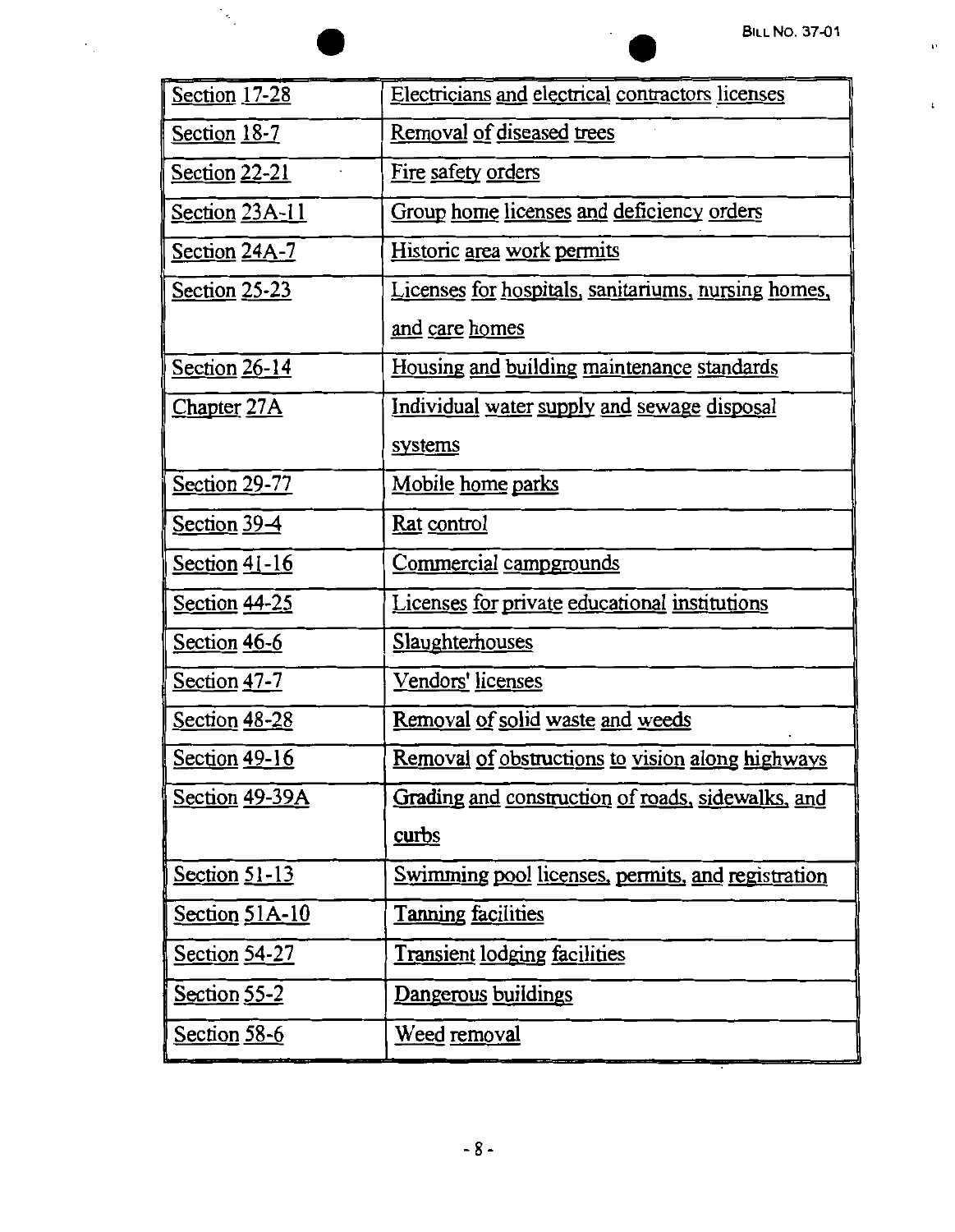| Section 17-28 | Electricians and electrical contractors licenses |
|---|---|
| Section 18-7 | Removal of diseased trees |
| Section 22-21 | Fire safety orders |
| Section 23A-11 | Group home licenses and deficiency orders |
| Section 24A-7 | Historic area work permits |
| Section 25-23 | Licenses for hospitals, sanitariums, nursing homes, and care homes |
| Section 26-14 | Housing and building maintenance standards |
| Chapter 27A | Individual water supply and sewage disposal systems |
| Section 29-77 | Mobile home parks |
| Section 39-4 | Rat control |
| Section 41-16 | Commercial campgrounds |
| Section 44-25 | Licenses for private educational institutions |
| Section 46-6 | Slaughterhouses |
| Section 47-7 | Vendors' licenses |
| Section 48-28 | Removal of solid waste and weeds |
| Section 49-16 | Removal of obstructions to vision along highways |
| Section 49-39A | Grading and construction of roads, sidewalks, and curbs |
| Section 51-13 | Swimming pool licenses, permits, and registration |
| Section 51A-10 | Tanning facilities |
| Section 54-27 | Transient lodging facilities |
| Section 55-2 | Dangerous buildings |
| Section 58-6 | Weed removal |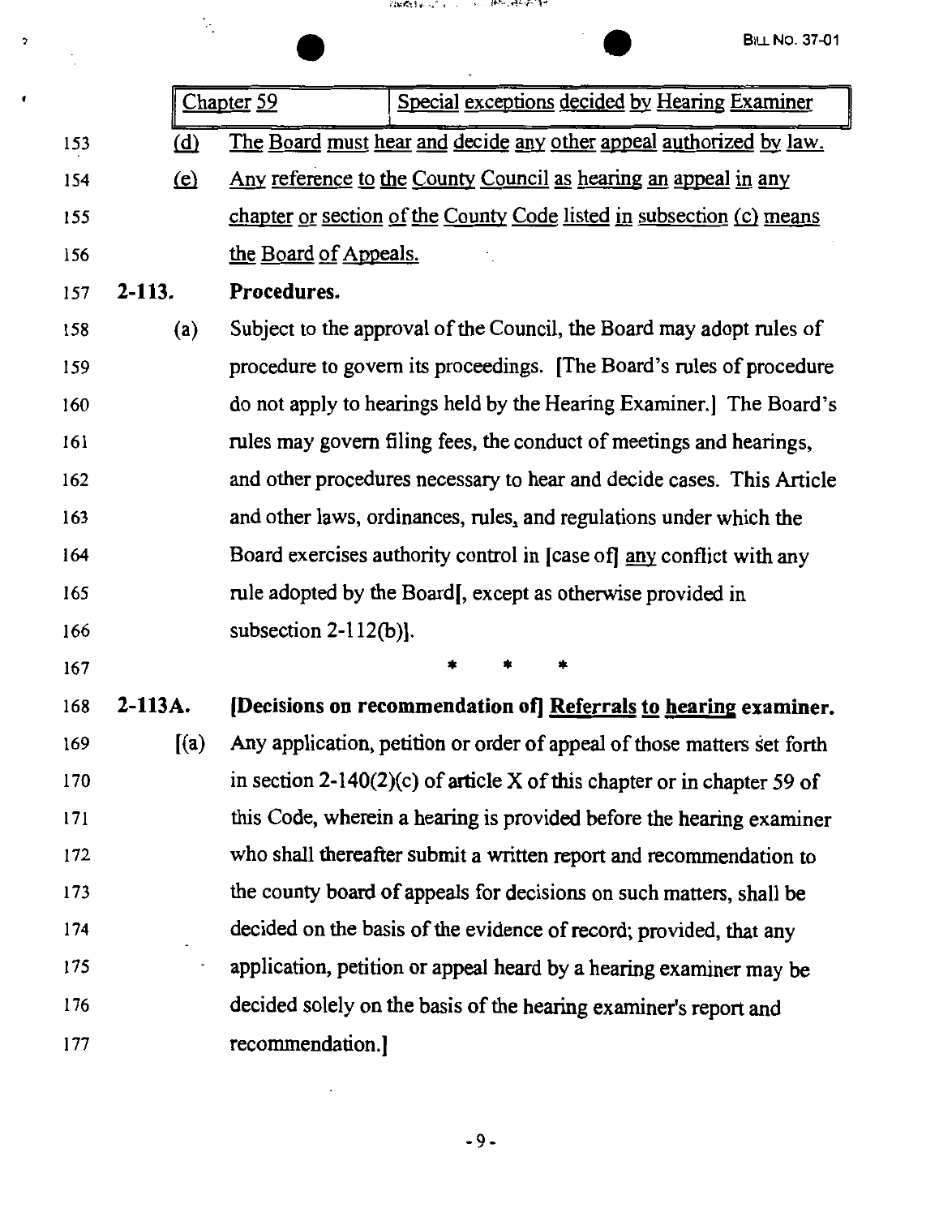| Chapter 59 | Special exceptions decided by Hearing Examiner |
|---|---|

153 (d) The Board must hear and decide any other appeal authorized by law.

154 (e) Any reference to the County Council as hearing an appeal in any
155 chapter or section of the County Code listed in subsection (c) means
156 the Board of Appeals.

157 **2-113. Procedures.**

158 (a) Subject to the approval of the Council, the Board may adopt rules of
159 procedure to govern its proceedings. [The Board's rules of procedure
160 do not apply to hearings held by the Hearing Examiner.] The Board's
161 rules may govern filing fees, the conduct of meetings and hearings,
162 and other procedures necessary to hear and decide cases. This Article
163 and other laws, ordinances, rules, and regulations under which the
164 Board exercises authority control in [case of] any conflict with any
165 rule adopted by the Board[, except as otherwise provided in
166 subsection 2-112(b)].

167 * * *

168 **2-113A. [Decisions on recommendation of] Referrals to hearing examiner.**

169 [(a) Any application, petition or order of appeal of those matters set forth
170 in section 2-140(2)(c) of article X of this chapter or in chapter 59 of
171 this Code, wherein a hearing is provided before the hearing examiner
172 who shall thereafter submit a written report and recommendation to
173 the county board of appeals for decisions on such matters, shall be
174 decided on the basis of the evidence of record; provided, that any
175 application, petition or appeal heard by a hearing examiner may be
176 decided solely on the basis of the hearing examiner's report and
177 recommendation.]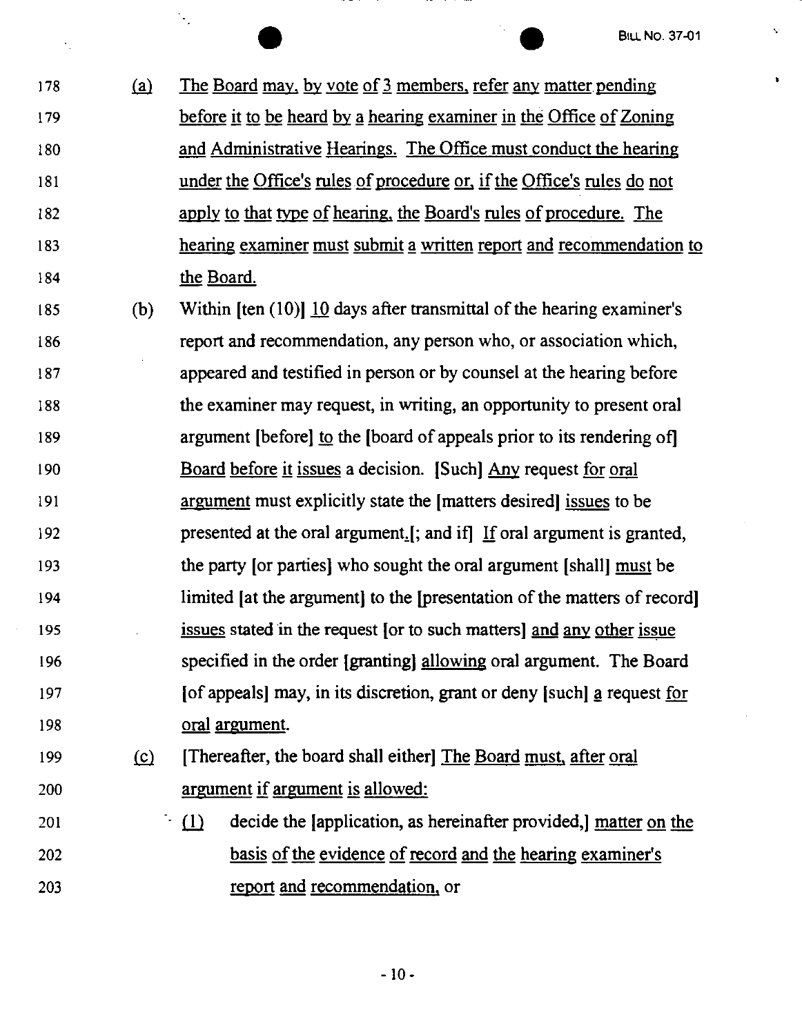178 (a) The Board may, by vote of 3 members, refer any matter pending
179 before it to be heard by a hearing examiner in the Office of Zoning
180 and Administrative Hearings. The Office must conduct the hearing
181 under the Office's rules of procedure or, if the Office's rules do not
182 apply to that type of hearing, the Board's rules of procedure. The
183 hearing examiner must submit a written report and recommendation to
184 the Board.

185 (b) Within [ten (10)] 10 days after transmittal of the hearing examiner's
186 report and recommendation, any person who, or association which,
187 appeared and testified in person or by counsel at the hearing before
188 the examiner may request, in writing, an opportunity to present oral
189 argument [before] to the [board of appeals prior to its rendering of]
190 Board before it issues a decision. [Such] Any request for oral
191 argument must explicitly state the [matters desired] issues to be
192 presented at the oral argument.[; and if] If oral argument is granted,
193 the party [or parties] who sought the oral argument [shall] must be
194 limited [at the argument] to the [presentation of the matters of record]
195 issues stated in the request [or to such matters] and any other issue
196 specified in the order [granting] allowing oral argument. The Board
197 [of appeals] may, in its discretion, grant or deny [such] a request for
198 oral argument.

199 (c) [Thereafter, the board shall either] The Board must, after oral
200 argument if argument is allowed:

201 (1) decide the [application, as hereinafter provided,] matter on the
202 basis of the evidence of record and the hearing examiner's
203 report and recommendation, or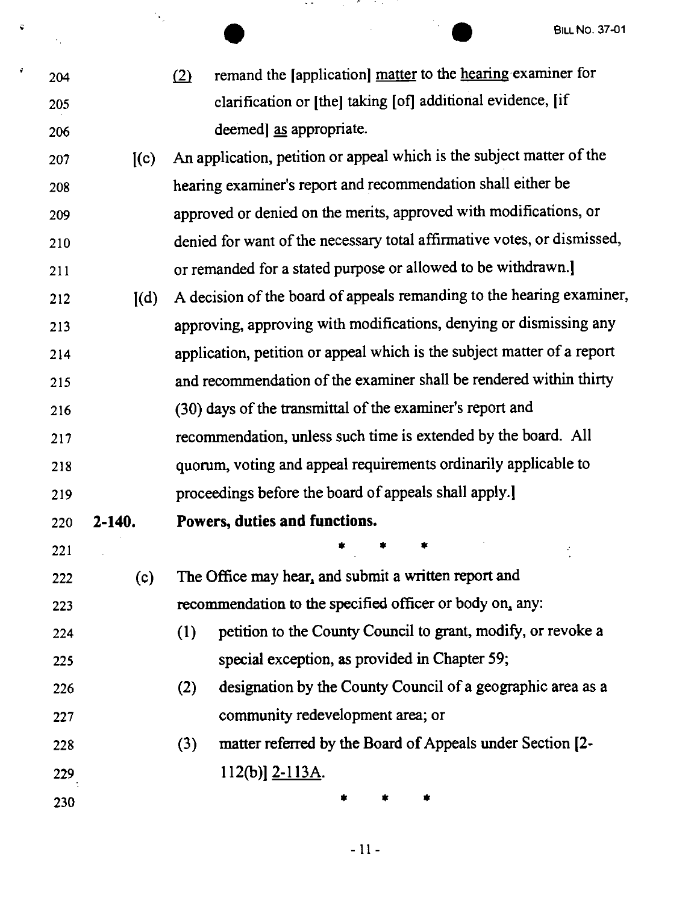204 (2) remand the [application] matter to the hearing examiner for
205 clarification or [the] taking [of] additional evidence, [if
206 deemed] as appropriate.

207 [(c) An application, petition or appeal which is the subject matter of the
208 hearing examiner's report and recommendation shall either be
209 approved or denied on the merits, approved with modifications, or
210 denied for want of the necessary total affirmative votes, or dismissed,
211 or remanded for a stated purpose or allowed to be withdrawn.]

212 [(d) A decision of the board of appeals remanding to the hearing examiner,
213 approving, approving with modifications, denying or dismissing any
214 application, petition or appeal which is the subject matter of a report
215 and recommendation of the examiner shall be rendered within thirty
216 (30) days of the transmittal of the examiner's report and
217 recommendation, unless such time is extended by the board. All
218 quorum, voting and appeal requirements ordinarily applicable to
219 proceedings before the board of appeals shall apply.]

220 **2-140. Powers, duties and functions.**

221 * * *

222 (c) The Office may hear, and submit a written report and
223 recommendation to the specified officer or body on, any:

224 (1) petition to the County Council to grant, modify, or revoke a
225 special exception, as provided in Chapter 59;

226 (2) designation by the County Council of a geographic area as a
227 community redevelopment area; or

228 (3) matter referred by the Board of Appeals under Section [2-
229 112(b)] 2-113A.

230 * * *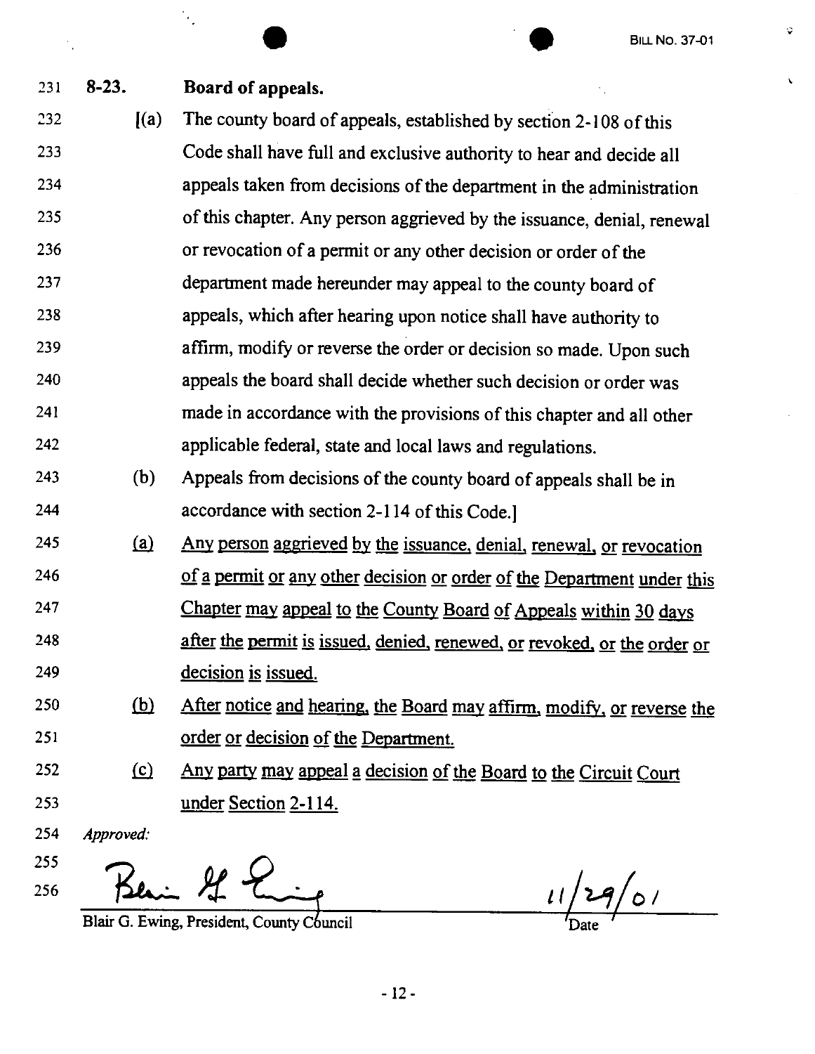**8-23. Board of appeals.**

[(a) The county board of appeals, established by section 2-108 of this Code shall have full and exclusive authority to hear and decide all appeals taken from decisions of the department in the administration of this chapter. Any person aggrieved by the issuance, denial, renewal or revocation of a permit or any other decision or order of the department made hereunder may appeal to the county board of appeals, which after hearing upon notice shall have authority to affirm, modify or reverse the order or decision so made. Upon such appeals the board shall decide whether such decision or order was made in accordance with the provisions of this chapter and all other applicable federal, state and local laws and regulations.

(b) Appeals from decisions of the county board of appeals shall be in accordance with section 2-114 of this Code.]

(a) Any person aggrieved by the issuance, denial, renewal, or revocation of a permit or any other decision or order of the Department under this Chapter may appeal to the County Board of Appeals within 30 days after the permit is issued, denied, renewed, or revoked, or the order or decision is issued.

(b) After notice and hearing, the Board may affirm, modify, or reverse the order or decision of the Department.

(c) Any party may appeal a decision of the Board to the Circuit Court under Section 2-114.

*Approved:*

Blair G. Ewing, President, County Council — Date: 11/29/01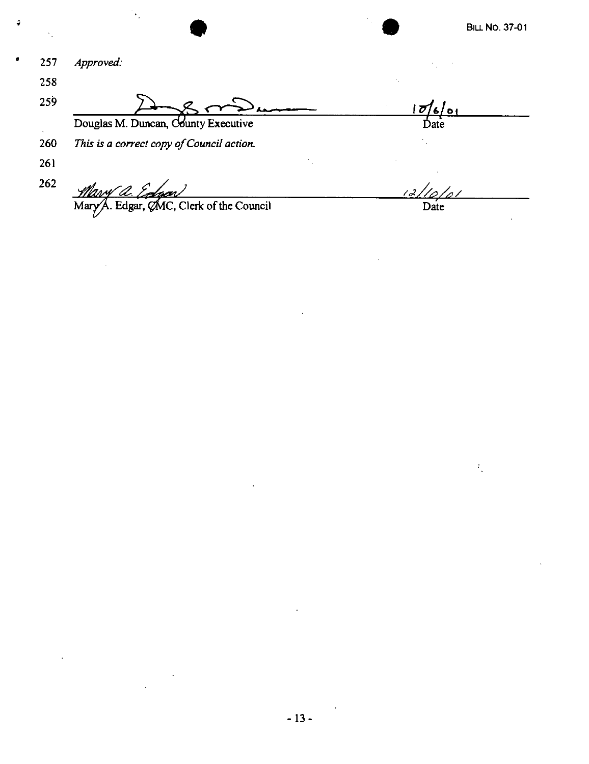257 *Approved:*

258

259 ______________________________ 10/6/01

Douglas M. Duncan, County Executive Date

260 *This is a correct copy of Council action.*

261

262 ______________________________ 12/10/01

Mary A. Edgar, CMC, Clerk of the Council Date